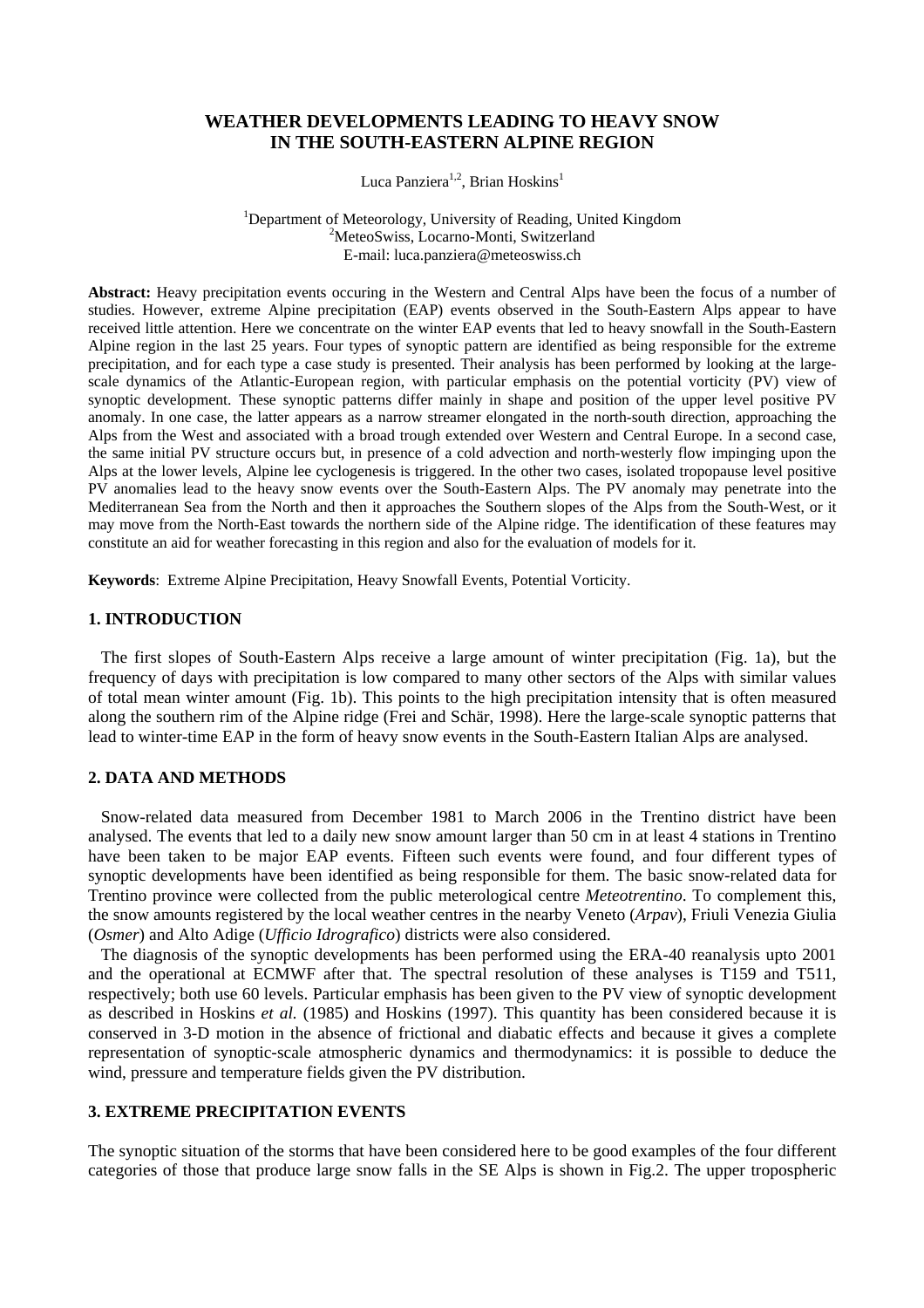# WEATHER DEVELOPMENTS LEADING TO HEAVY SNOW IN THE SOUTH-EASTERN ALPINE REGION

Luca Panziera[1,2], Brian Hoskins[1]

[1]Department of Meteorology, University of Reading, United Kingdom
[2]MeteoSwiss, Locarno-Monti, Switzerland
E-mail: luca.panziera@meteoswiss.ch

**Abstract:** Heavy precipitation events occuring in the Western and Central Alps have been the focus of a number of studies. However, extreme Alpine precipitation (EAP) events observed in the South-Eastern Alps appear to have received little attention. Here we concentrate on the winter EAP events that led to heavy snowfall in the South-Eastern Alpine region in the last 25 years. Four types of synoptic pattern are identified as being responsible for the extreme precipitation, and for each type a case study is presented. Their analysis has been performed by looking at the large-scale dynamics of the Atlantic-European region, with particular emphasis on the potential vorticity (PV) view of synoptic development. These synoptic patterns differ mainly in shape and position of the upper level positive PV anomaly. In one case, the latter appears as a narrow streamer elongated in the north-south direction, approaching the Alps from the West and associated with a broad trough extended over Western and Central Europe. In a second case, the same initial PV structure occurs but, in presence of a cold advection and north-westerly flow impinging upon the Alps at the lower levels, Alpine lee cyclogenesis is triggered. In the other two cases, isolated tropopause level positive PV anomalies lead to the heavy snow events over the South-Eastern Alps. The PV anomaly may penetrate into the Mediterranean Sea from the North and then it approaches the Southern slopes of the Alps from the South-West, or it may move from the North-East towards the northern side of the Alpine ridge. The identification of these features may constitute an aid for weather forecasting in this region and also for the evaluation of models for it.

**Keywords**: Extreme Alpine Precipitation, Heavy Snowfall Events, Potential Vorticity.

## 1. INTRODUCTION

The first slopes of South-Eastern Alps receive a large amount of winter precipitation (Fig. 1a), but the frequency of days with precipitation is low compared to many other sectors of the Alps with similar values of total mean winter amount (Fig. 1b). This points to the high precipitation intensity that is often measured along the southern rim of the Alpine ridge (Frei and Schär, 1998). Here the large-scale synoptic patterns that lead to winter-time EAP in the form of heavy snow events in the South-Eastern Italian Alps are analysed.

## 2. DATA AND METHODS

Snow-related data measured from December 1981 to March 2006 in the Trentino district have been analysed. The events that led to a daily new snow amount larger than 50 cm in at least 4 stations in Trentino have been taken to be major EAP events. Fifteen such events were found, and four different types of synoptic developments have been identified as being responsible for them. The basic snow-related data for Trentino province were collected from the public meterological centre *Meteotrentino*. To complement this, the snow amounts registered by the local weather centres in the nearby Veneto (*Arpav*), Friuli Venezia Giulia (*Osmer*) and Alto Adige (*Ufficio Idrografico*) districts were also considered.

The diagnosis of the synoptic developments has been performed using the ERA-40 reanalysis upto 2001 and the operational at ECMWF after that. The spectral resolution of these analyses is T159 and T511, respectively; both use 60 levels. Particular emphasis has been given to the PV view of synoptic development as described in Hoskins *et al.* (1985) and Hoskins (1997). This quantity has been considered because it is conserved in 3-D motion in the absence of frictional and diabatic effects and because it gives a complete representation of synoptic-scale atmospheric dynamics and thermodynamics: it is possible to deduce the wind, pressure and temperature fields given the PV distribution.

## 3. EXTREME PRECIPITATION EVENTS

The synoptic situation of the storms that have been considered here to be good examples of the four different categories of those that produce large snow falls in the SE Alps is shown in Fig.2. The upper tropospheric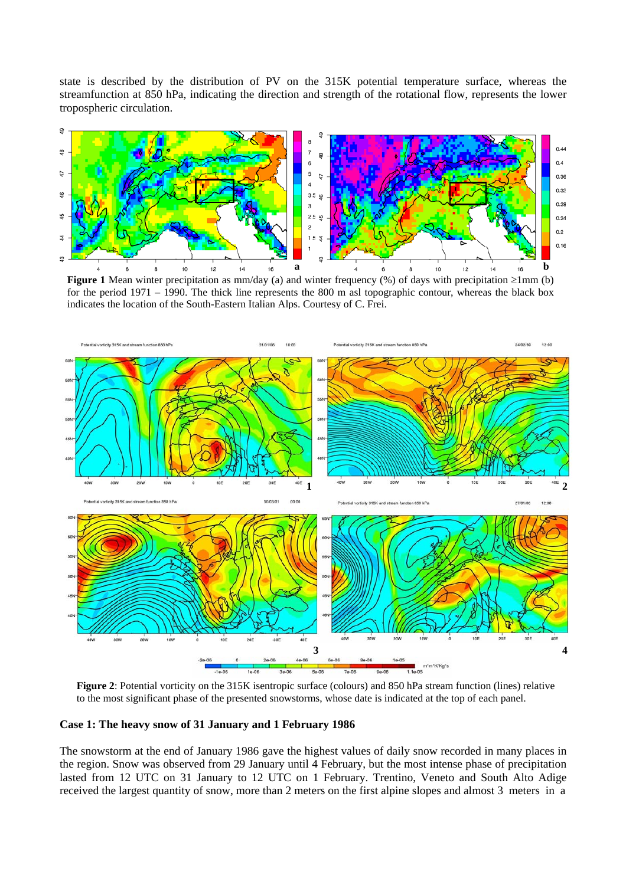state is described by the distribution of PV on the 315K potential temperature surface, whereas the streamfunction at 850 hPa, indicating the direction and strength of the rotational flow, represents the lower tropospheric circulation.

**Figure 1** Mean winter precipitation as mm/day (a) and winter frequency (%) of days with precipitation ≥1mm (b) for the period 1971 – 1990. The thick line represents the 800 m asl topographic contour, whereas the black box indicates the location of the South-Eastern Italian Alps. Courtesy of C. Frei.

**Figure 2**: Potential vorticity on the 315K isentropic surface (colours) and 850 hPa stream function (lines) relative to the most significant phase of the presented snowstorms, whose date is indicated at the top of each panel.

**Case 1: The heavy snow of 31 January and 1 February 1986**

The snowstorm at the end of January 1986 gave the highest values of daily snow recorded in many places in the region. Snow was observed from 29 January until 4 February, but the most intense phase of precipitation lasted from 12 UTC on 31 January to 12 UTC on 1 February. Trentino, Veneto and South Alto Adige received the largest quantity of snow, more than 2 meters on the first alpine slopes and almost 3 meters in a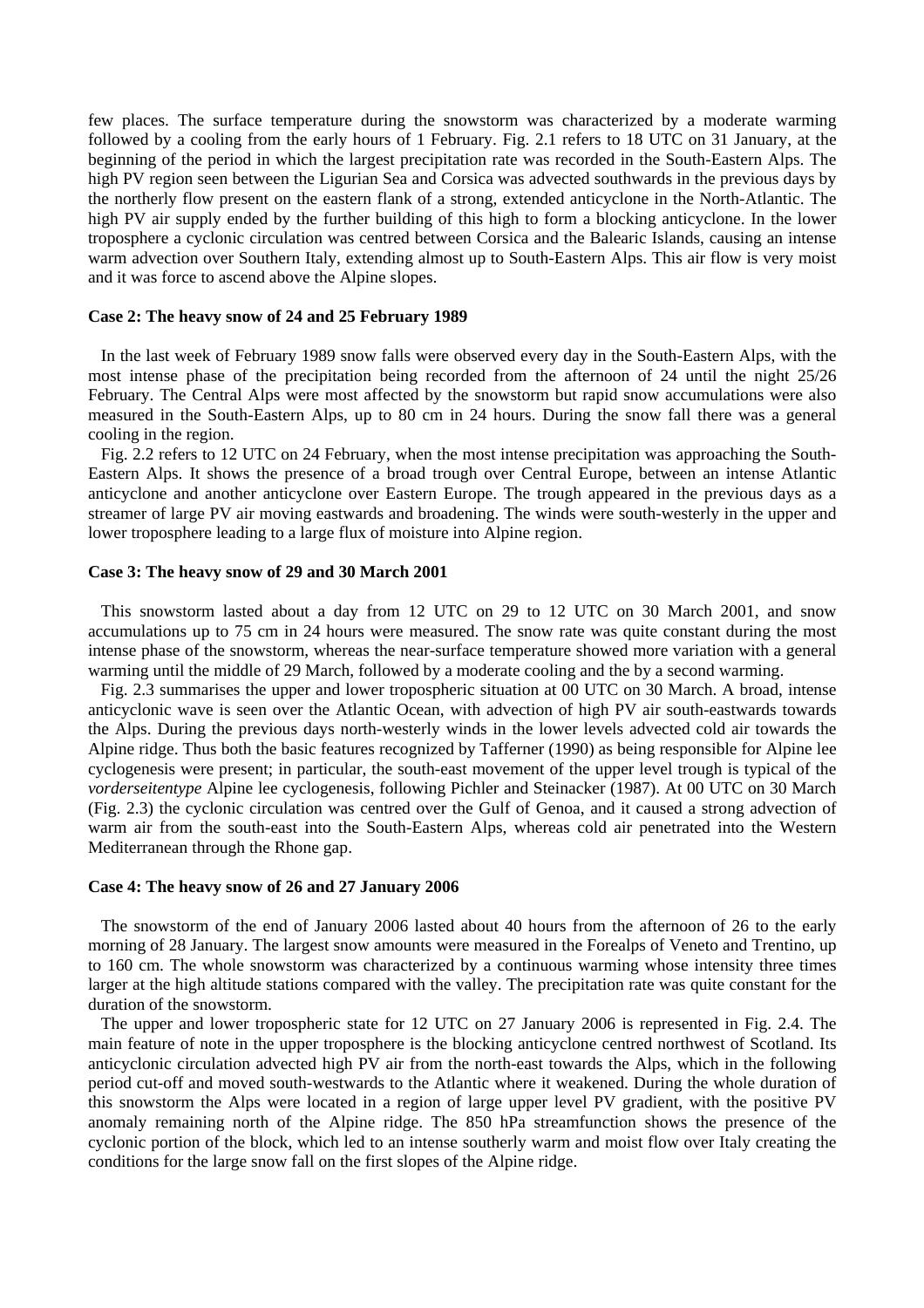few places. The surface temperature during the snowstorm was characterized by a moderate warming followed by a cooling from the early hours of 1 February. Fig. 2.1 refers to 18 UTC on 31 January, at the beginning of the period in which the largest precipitation rate was recorded in the South-Eastern Alps. The high PV region seen between the Ligurian Sea and Corsica was advected southwards in the previous days by the northerly flow present on the eastern flank of a strong, extended anticyclone in the North-Atlantic. The high PV air supply ended by the further building of this high to form a blocking anticyclone. In the lower troposphere a cyclonic circulation was centred between Corsica and the Balearic Islands, causing an intense warm advection over Southern Italy, extending almost up to South-Eastern Alps. This air flow is very moist and it was force to ascend above the Alpine slopes.

**Case 2: The heavy snow of 24 and 25 February 1989**

In the last week of February 1989 snow falls were observed every day in the South-Eastern Alps, with the most intense phase of the precipitation being recorded from the afternoon of 24 until the night 25/26 February. The Central Alps were most affected by the snowstorm but rapid snow accumulations were also measured in the South-Eastern Alps, up to 80 cm in 24 hours. During the snow fall there was a general cooling in the region.

Fig. 2.2 refers to 12 UTC on 24 February, when the most intense precipitation was approaching the South-Eastern Alps. It shows the presence of a broad trough over Central Europe, between an intense Atlantic anticyclone and another anticyclone over Eastern Europe. The trough appeared in the previous days as a streamer of large PV air moving eastwards and broadening. The winds were south-westerly in the upper and lower troposphere leading to a large flux of moisture into Alpine region.

**Case 3: The heavy snow of 29 and 30 March 2001**

This snowstorm lasted about a day from 12 UTC on 29 to 12 UTC on 30 March 2001, and snow accumulations up to 75 cm in 24 hours were measured. The snow rate was quite constant during the most intense phase of the snowstorm, whereas the near-surface temperature showed more variation with a general warming until the middle of 29 March, followed by a moderate cooling and the by a second warming.

Fig. 2.3 summarises the upper and lower tropospheric situation at 00 UTC on 30 March. A broad, intense anticyclonic wave is seen over the Atlantic Ocean, with advection of high PV air south-eastwards towards the Alps. During the previous days north-westerly winds in the lower levels advected cold air towards the Alpine ridge. Thus both the basic features recognized by Tafferner (1990) as being responsible for Alpine lee cyclogenesis were present; in particular, the south-east movement of the upper level trough is typical of the *vorderseitentype* Alpine lee cyclogenesis, following Pichler and Steinacker (1987). At 00 UTC on 30 March (Fig. 2.3) the cyclonic circulation was centred over the Gulf of Genoa, and it caused a strong advection of warm air from the south-east into the South-Eastern Alps, whereas cold air penetrated into the Western Mediterranean through the Rhone gap.

**Case 4: The heavy snow of 26 and 27 January 2006**

The snowstorm of the end of January 2006 lasted about 40 hours from the afternoon of 26 to the early morning of 28 January. The largest snow amounts were measured in the Forealps of Veneto and Trentino, up to 160 cm. The whole snowstorm was characterized by a continuous warming whose intensity three times larger at the high altitude stations compared with the valley. The precipitation rate was quite constant for the duration of the snowstorm.

The upper and lower tropospheric state for 12 UTC on 27 January 2006 is represented in Fig. 2.4. The main feature of note in the upper troposphere is the blocking anticyclone centred northwest of Scotland. Its anticyclonic circulation advected high PV air from the north-east towards the Alps, which in the following period cut-off and moved south-westwards to the Atlantic where it weakened. During the whole duration of this snowstorm the Alps were located in a region of large upper level PV gradient, with the positive PV anomaly remaining north of the Alpine ridge. The 850 hPa streamfunction shows the presence of the cyclonic portion of the block, which led to an intense southerly warm and moist flow over Italy creating the conditions for the large snow fall on the first slopes of the Alpine ridge.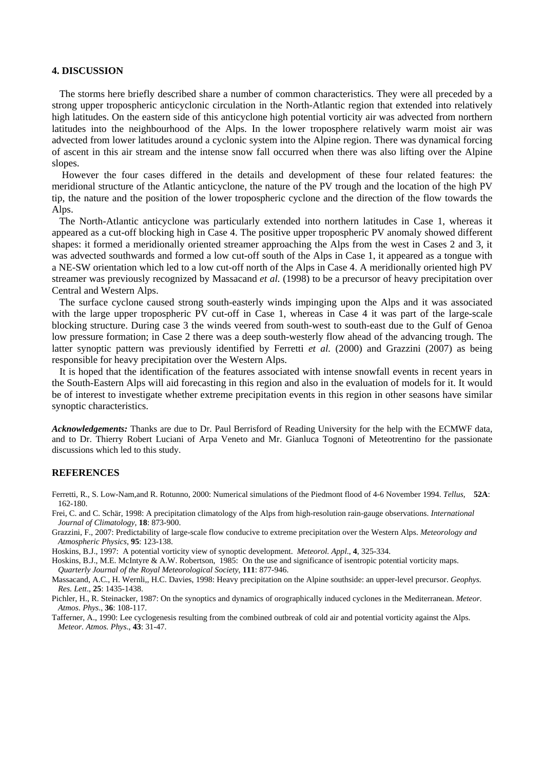## 4. DISCUSSION

The storms here briefly described share a number of common characteristics. They were all preceded by a strong upper tropospheric anticyclonic circulation in the North-Atlantic region that extended into relatively high latitudes. On the eastern side of this anticyclone high potential vorticity air was advected from northern latitudes into the neighbourhood of the Alps. In the lower troposphere relatively warm moist air was advected from lower latitudes around a cyclonic system into the Alpine region. There was dynamical forcing of ascent in this air stream and the intense snow fall occurred when there was also lifting over the Alpine slopes.

However the four cases differed in the details and development of these four related features: the meridional structure of the Atlantic anticyclone, the nature of the PV trough and the location of the high PV tip, the nature and the position of the lower tropospheric cyclone and the direction of the flow towards the Alps.

The North-Atlantic anticyclone was particularly extended into northern latitudes in Case 1, whereas it appeared as a cut-off blocking high in Case 4. The positive upper tropospheric PV anomaly showed different shapes: it formed a meridionally oriented streamer approaching the Alps from the west in Cases 2 and 3, it was advected southwards and formed a low cut-off south of the Alps in Case 1, it appeared as a tongue with a NE-SW orientation which led to a low cut-off north of the Alps in Case 4. A meridionally oriented high PV streamer was previously recognized by Massacand *et al.* (1998) to be a precursor of heavy precipitation over Central and Western Alps.

The surface cyclone caused strong south-easterly winds impinging upon the Alps and it was associated with the large upper tropospheric PV cut-off in Case 1, whereas in Case 4 it was part of the large-scale blocking structure. During case 3 the winds veered from south-west to south-east due to the Gulf of Genoa low pressure formation; in Case 2 there was a deep south-westerly flow ahead of the advancing trough. The latter synoptic pattern was previously identified by Ferretti *et al.* (2000) and Grazzini (2007) as being responsible for heavy precipitation over the Western Alps.

It is hoped that the identification of the features associated with intense snowfall events in recent years in the South-Eastern Alps will aid forecasting in this region and also in the evaluation of models for it. It would be of interest to investigate whether extreme precipitation events in this region in other seasons have similar synoptic characteristics.

***Acknowledgements:*** Thanks are due to Dr. Paul Berrisford of Reading University for the help with the ECMWF data, and to Dr. Thierry Robert Luciani of Arpa Veneto and Mr. Gianluca Tognoni of Meteotrentino for the passionate discussions which led to this study.

## REFERENCES

Ferretti, R., S. Low-Nam,and R. Rotunno, 2000: Numerical simulations of the Piedmont flood of 4-6 November 1994. *Tellus*, **52A**: 162-180.

Frei, C. and C. Schär, 1998: A precipitation climatology of the Alps from high-resolution rain-gauge observations. *International Journal of Climatology*, **18**: 873-900.

Grazzini, F., 2007: Predictability of large-scale flow conducive to extreme precipitation over the Western Alps. *Meteorology and Atmospheric Physics*, **95**: 123-138.

Hoskins, B.J., 1997: A potential vorticity view of synoptic development. *Meteorol. Appl*., **4**, 325-334.

Hoskins, B.J., M.E. McIntyre & A.W. Robertson, 1985: On the use and significance of isentropic potential vorticity maps. *Quarterly Journal of the Royal Meteorological Society*, **111**: 877-946.

Massacand, A.C., H. Wernli,, H.C. Davies, 1998: Heavy precipitation on the Alpine southside: an upper-level precursor. *Geophys. Res. Lett*., **25**: 1435-1438.

Pichler, H., R. Steinacker, 1987: On the synoptics and dynamics of orographically induced cyclones in the Mediterranean. *Meteor. Atmos. Phys*., **36**: 108-117.

Tafferner, A., 1990: Lee cyclogenesis resulting from the combined outbreak of cold air and potential vorticity against the Alps. *Meteor. Atmos. Phys*., **43**: 31-47.